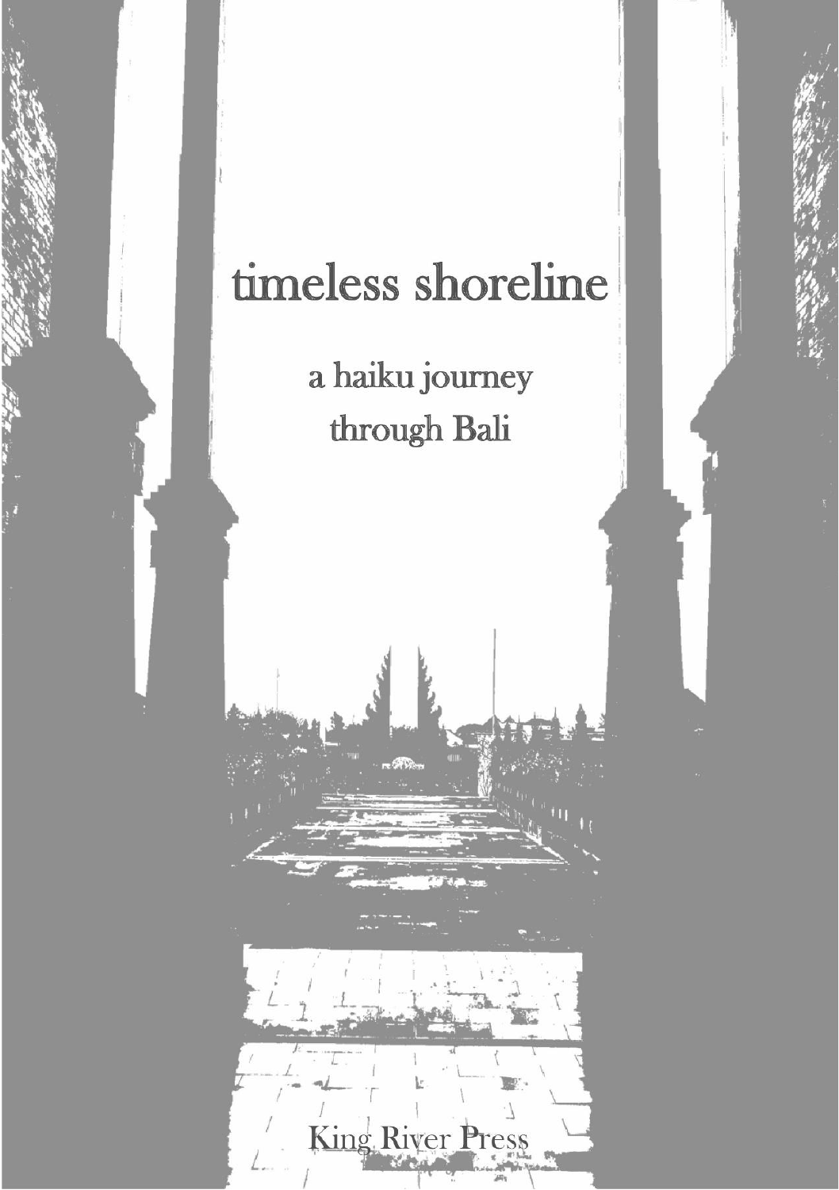# timeless shoreline

## a haiku journey through Bali

King River Press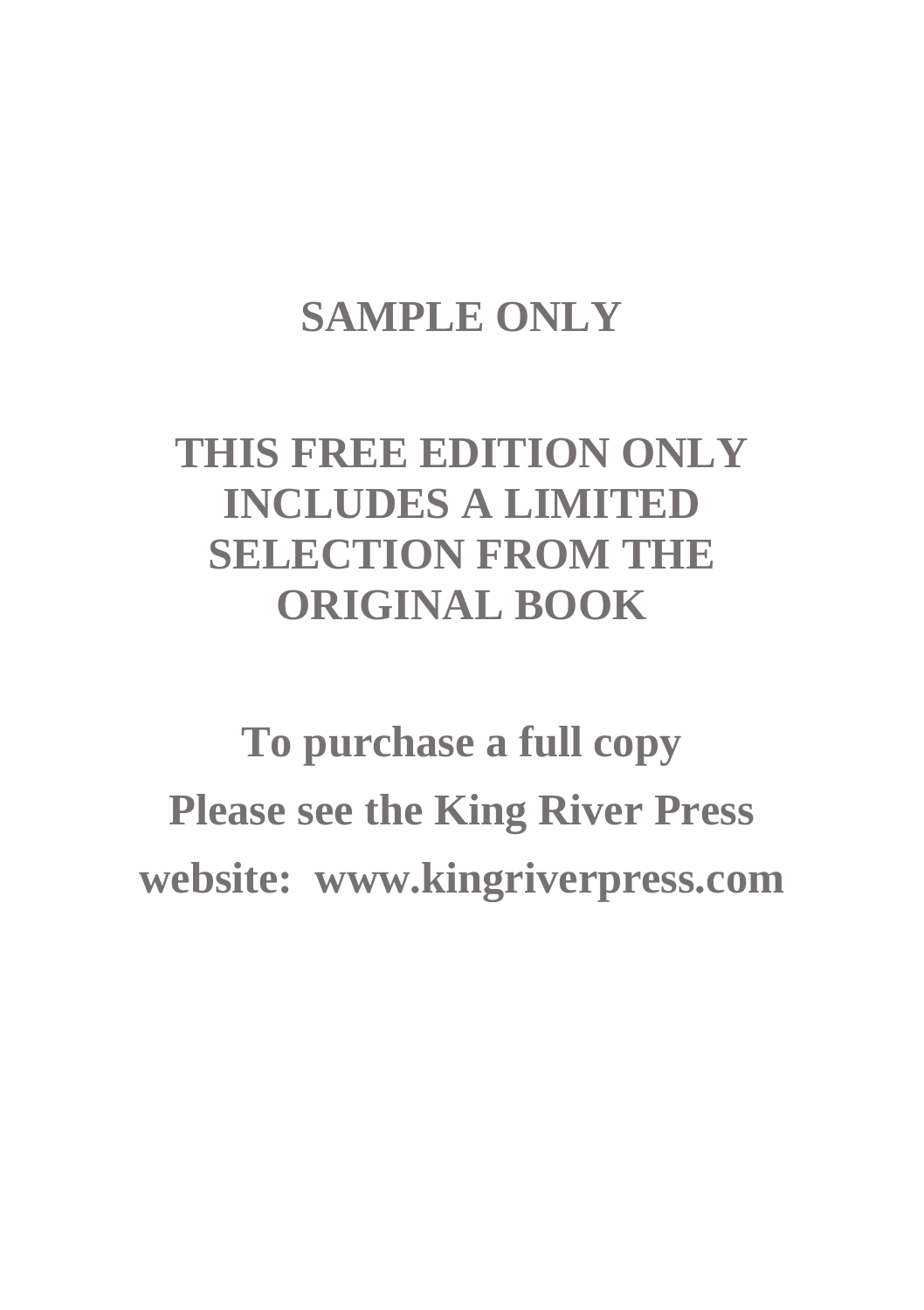**SAMPLE ONLY**

**THIS FREE EDITION ONLY INCLUDES A LIMITED SELECTION FROM THE ORIGINAL BOOK**

**To purchase a full copy**

**Please see the King River Press**

**website: www.kingriverpress.com**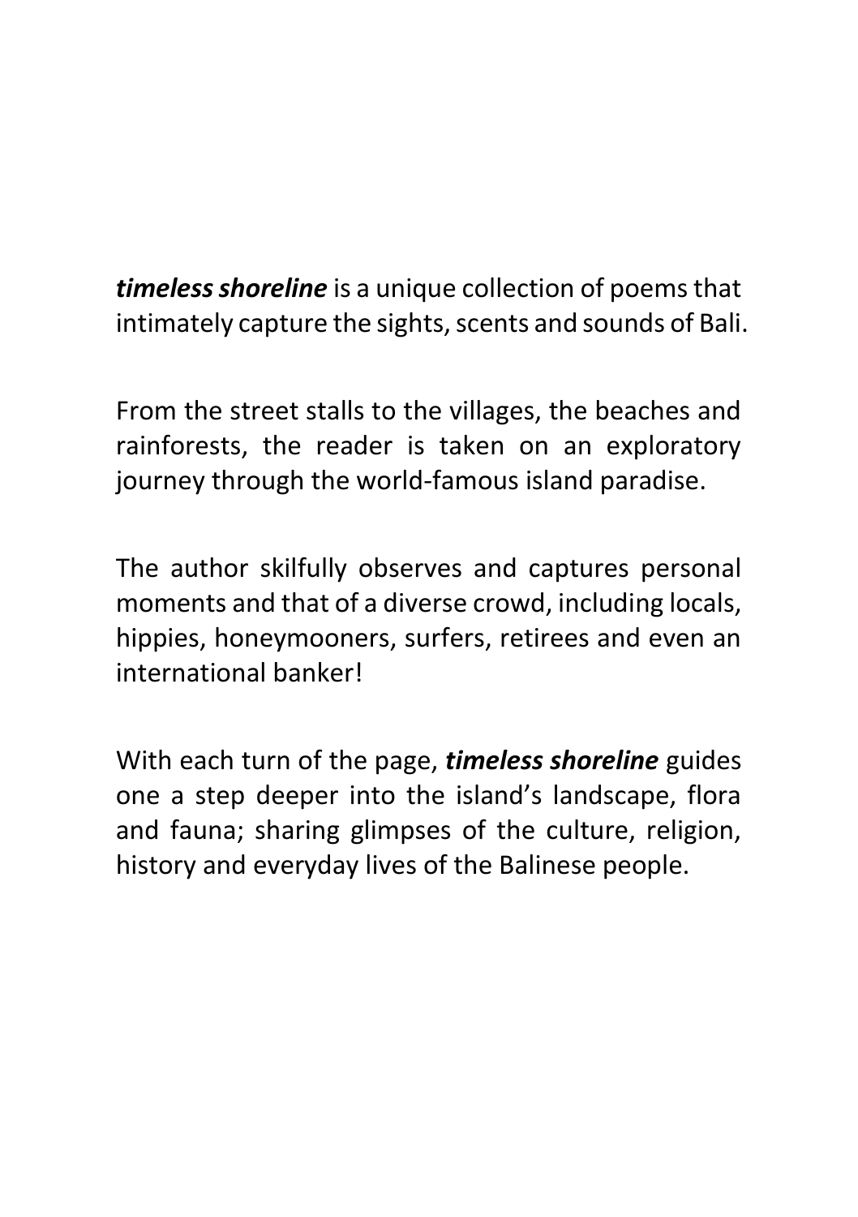***timeless shoreline*** is a unique collection of poems that intimately capture the sights, scents and sounds of Bali.

From the street stalls to the villages, the beaches and rainforests, the reader is taken on an exploratory journey through the world-famous island paradise.

The author skilfully observes and captures personal moments and that of a diverse crowd, including locals, hippies, honeymooners, surfers, retirees and even an international banker!

With each turn of the page, ***timeless shoreline*** guides one a step deeper into the island's landscape, flora and fauna; sharing glimpses of the culture, religion, history and everyday lives of the Balinese people.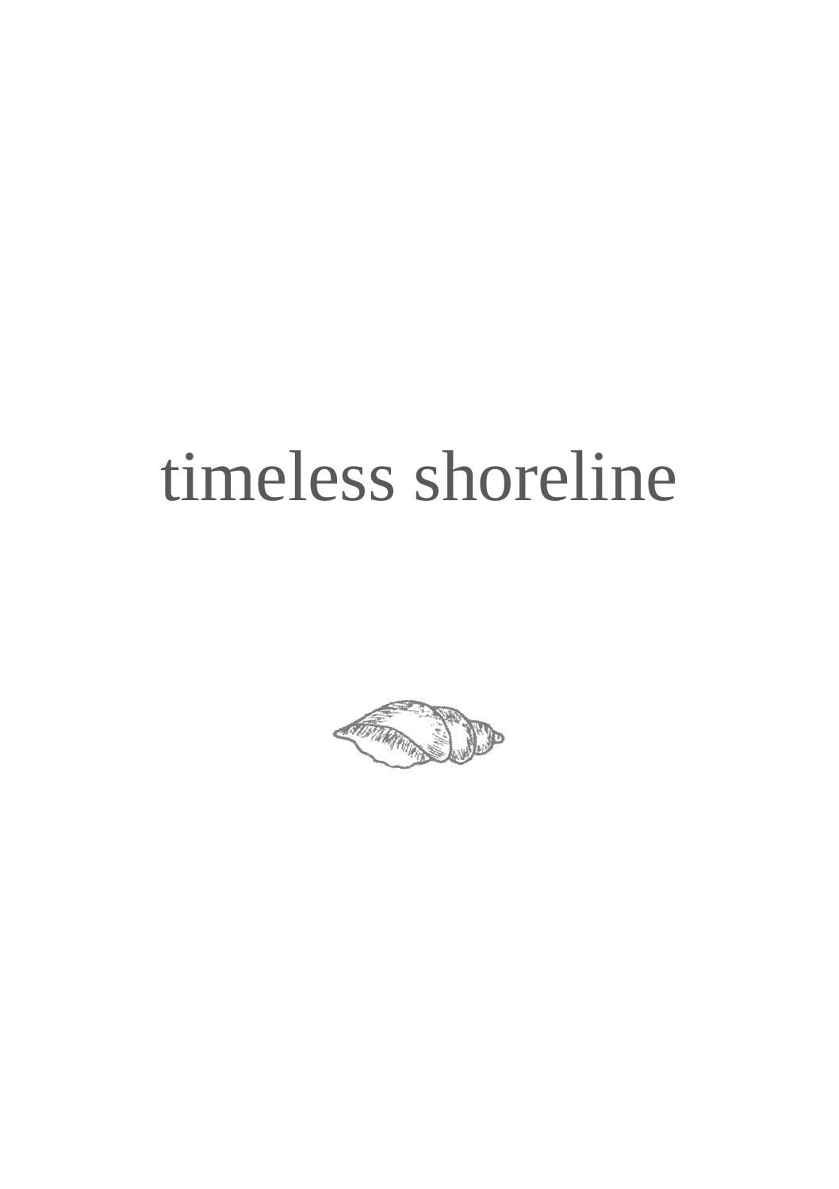# timeless shoreline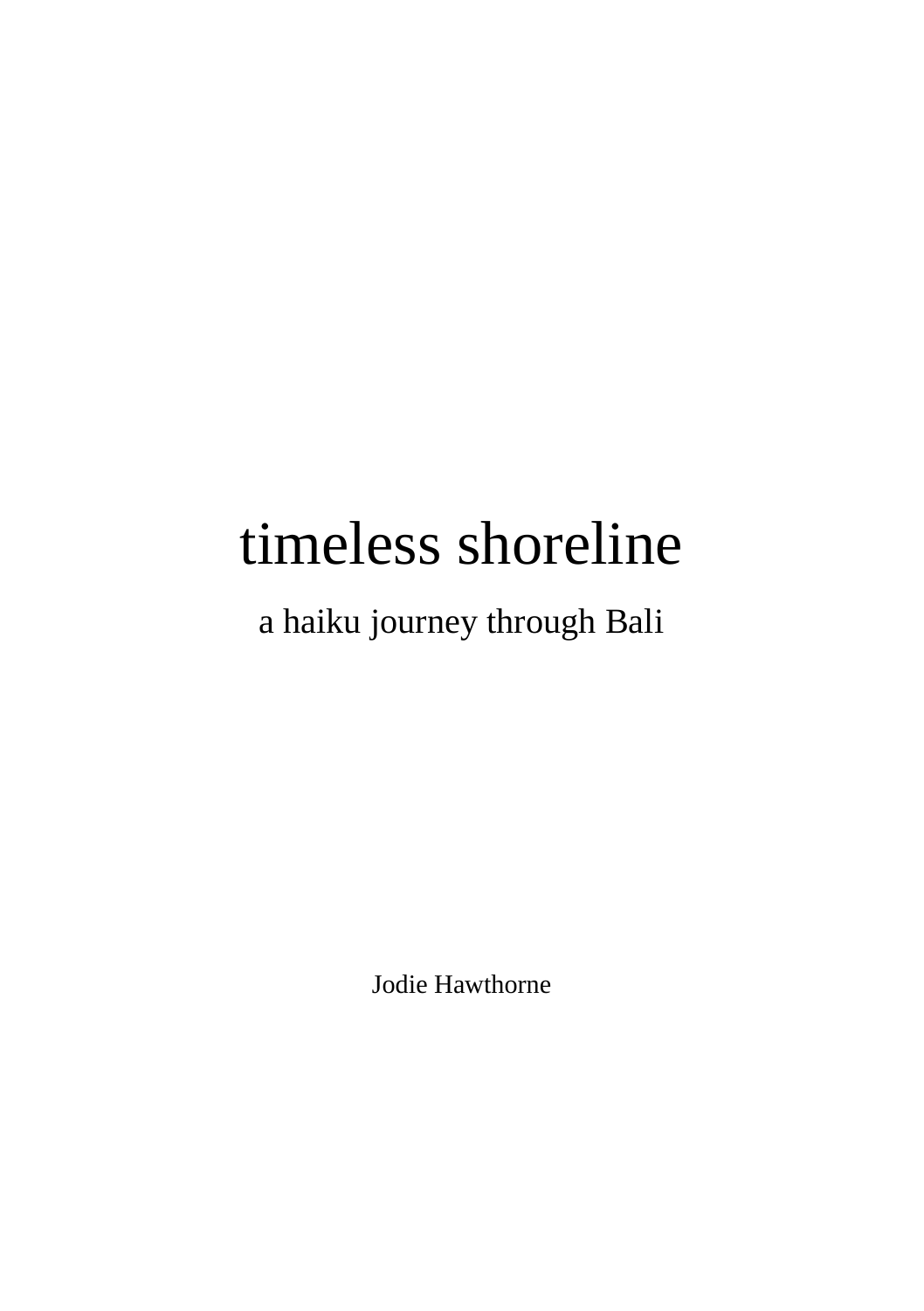# timeless shoreline

a haiku journey through Bali

Jodie Hawthorne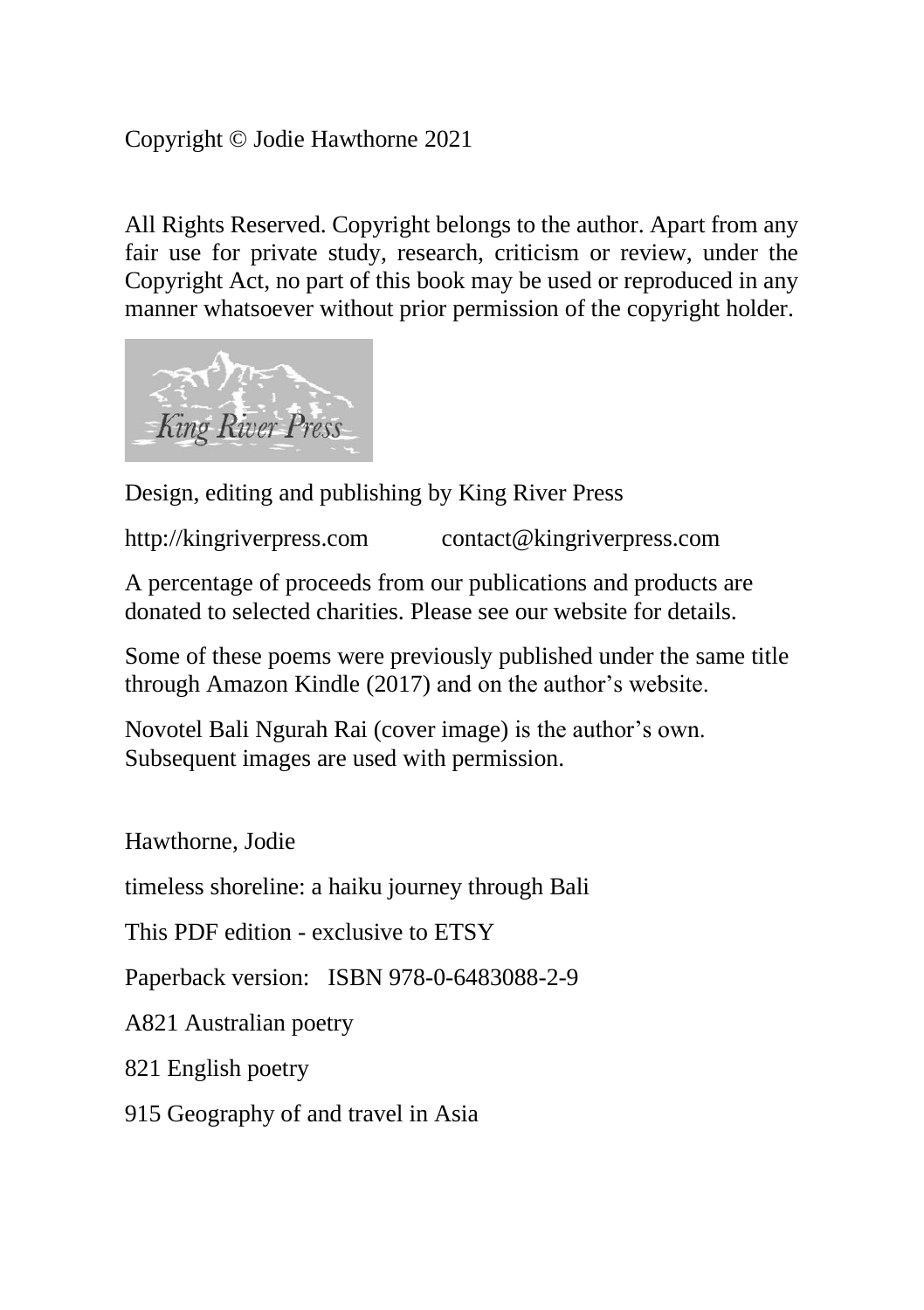Copyright © Jodie Hawthorne 2021

All Rights Reserved. Copyright belongs to the author. Apart from any fair use for private study, research, criticism or review, under the Copyright Act, no part of this book may be used or reproduced in any manner whatsoever without prior permission of the copyright holder.

King River Press

Design, editing and publishing by King River Press

http://kingriverpress.com contact@kingriverpress.com

A percentage of proceeds from our publications and products are donated to selected charities. Please see our website for details.

Some of these poems were previously published under the same title through Amazon Kindle (2017) and on the author's website.

Novotel Bali Ngurah Rai (cover image) is the author's own. Subsequent images are used with permission.

Hawthorne, Jodie

timeless shoreline: a haiku journey through Bali

This PDF edition - exclusive to ETSY

Paperback version: ISBN 978-0-6483088-2-9

A821 Australian poetry

821 English poetry

915 Geography of and travel in Asia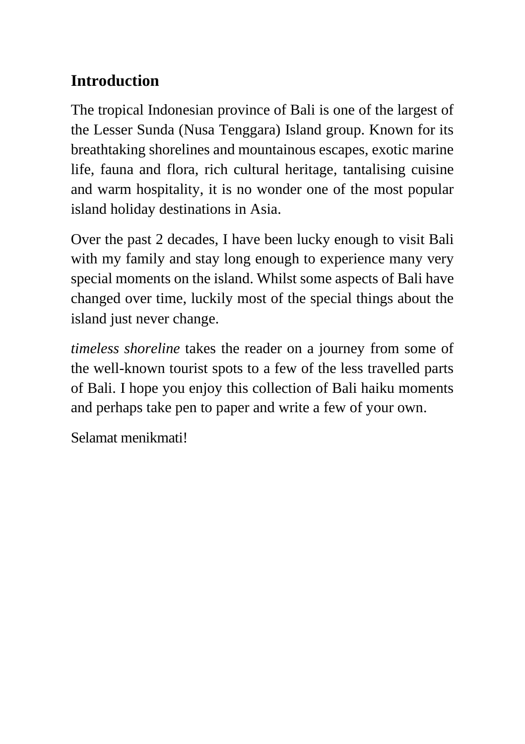## Introduction

The tropical Indonesian province of Bali is one of the largest of the Lesser Sunda (Nusa Tenggara) Island group. Known for its breathtaking shorelines and mountainous escapes, exotic marine life, fauna and flora, rich cultural heritage, tantalising cuisine and warm hospitality, it is no wonder one of the most popular island holiday destinations in Asia.

Over the past 2 decades, I have been lucky enough to visit Bali with my family and stay long enough to experience many very special moments on the island. Whilst some aspects of Bali have changed over time, luckily most of the special things about the island just never change.

*timeless shoreline* takes the reader on a journey from some of the well-known tourist spots to a few of the less travelled parts of Bali. I hope you enjoy this collection of Bali haiku moments and perhaps take pen to paper and write a few of your own.

Selamat menikmati!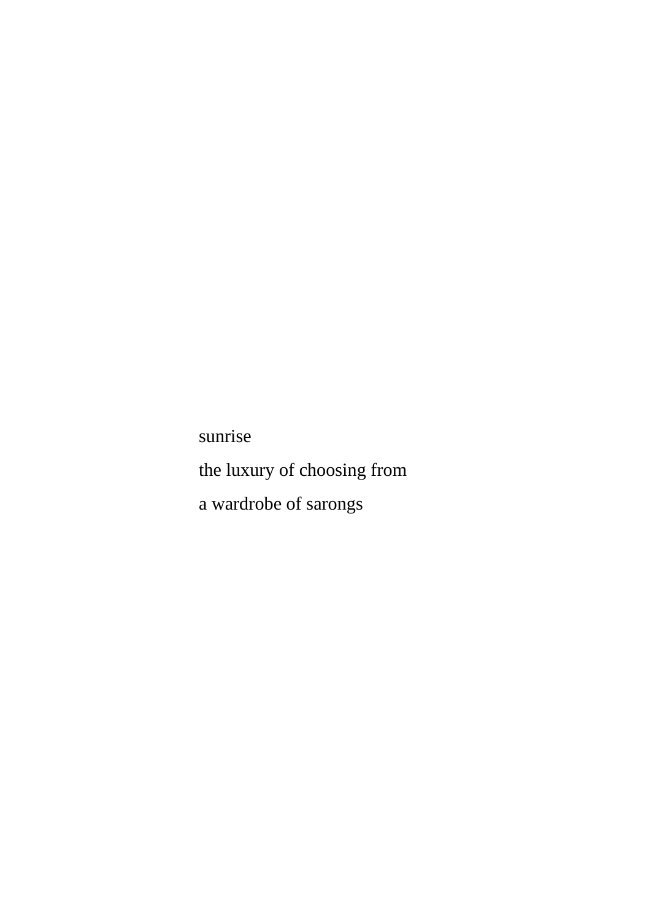sunrise  
the luxury of choosing from  
a wardrobe of sarongs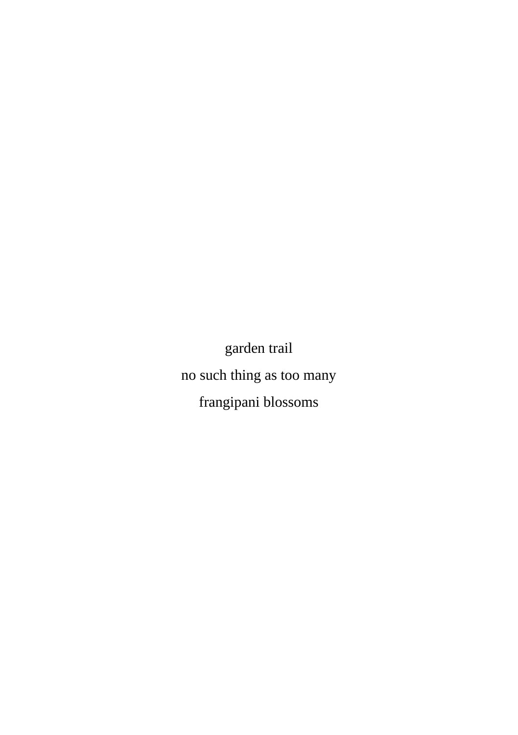garden trail

no such thing as too many

frangipani blossoms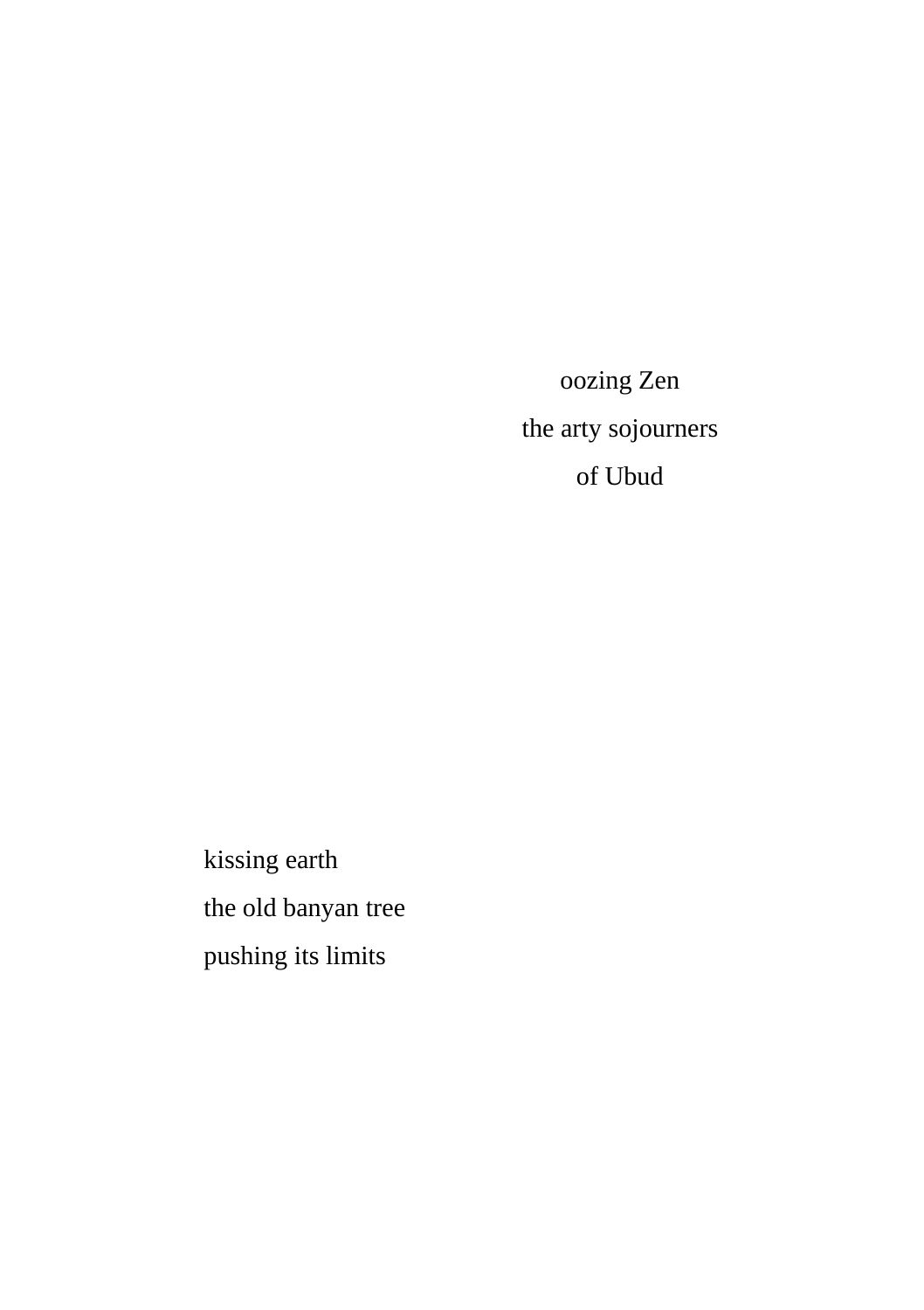oozing Zen
the arty sojourners
of Ubud

kissing earth
the old banyan tree
pushing its limits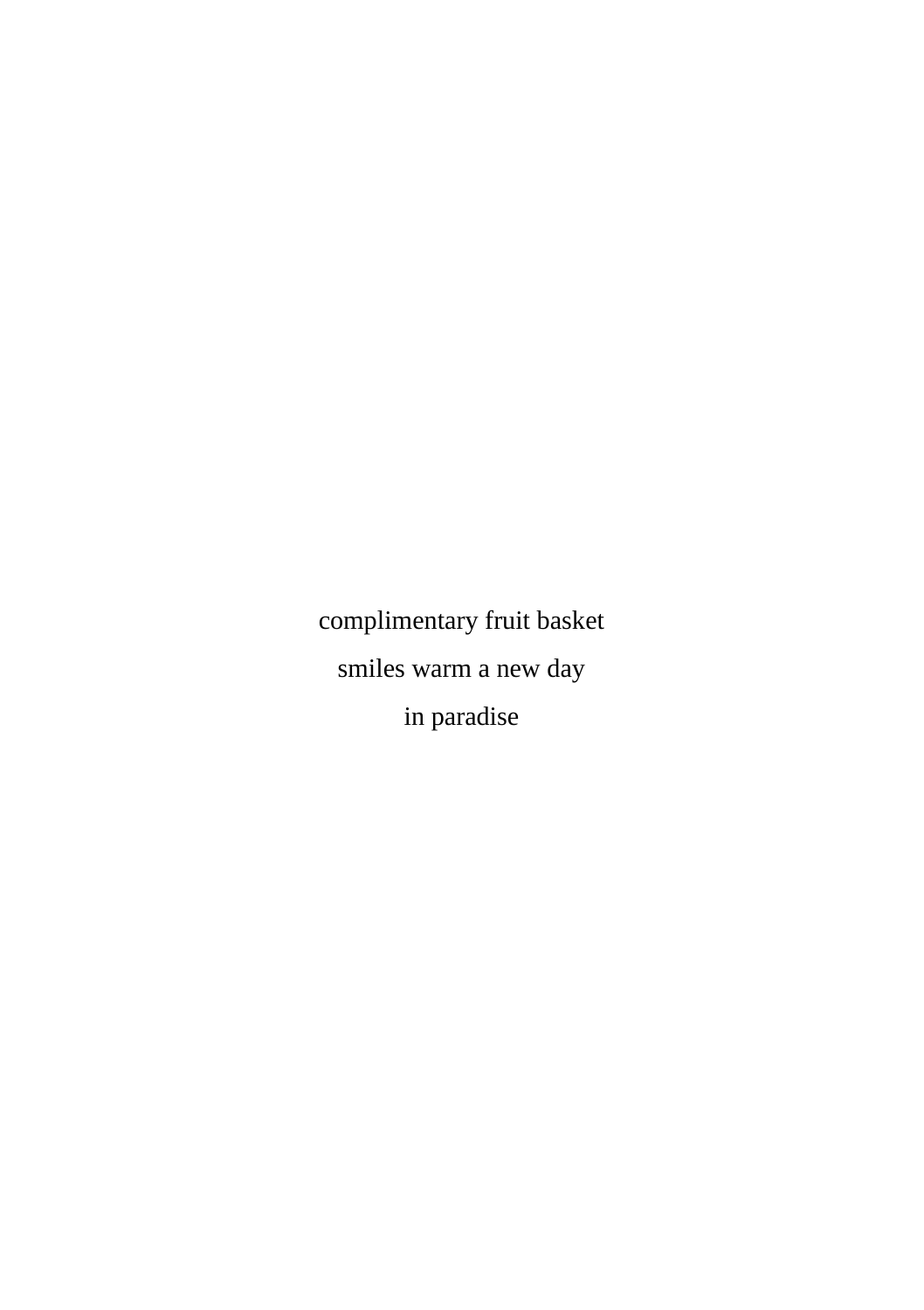complimentary fruit basket

smiles warm a new day

in paradise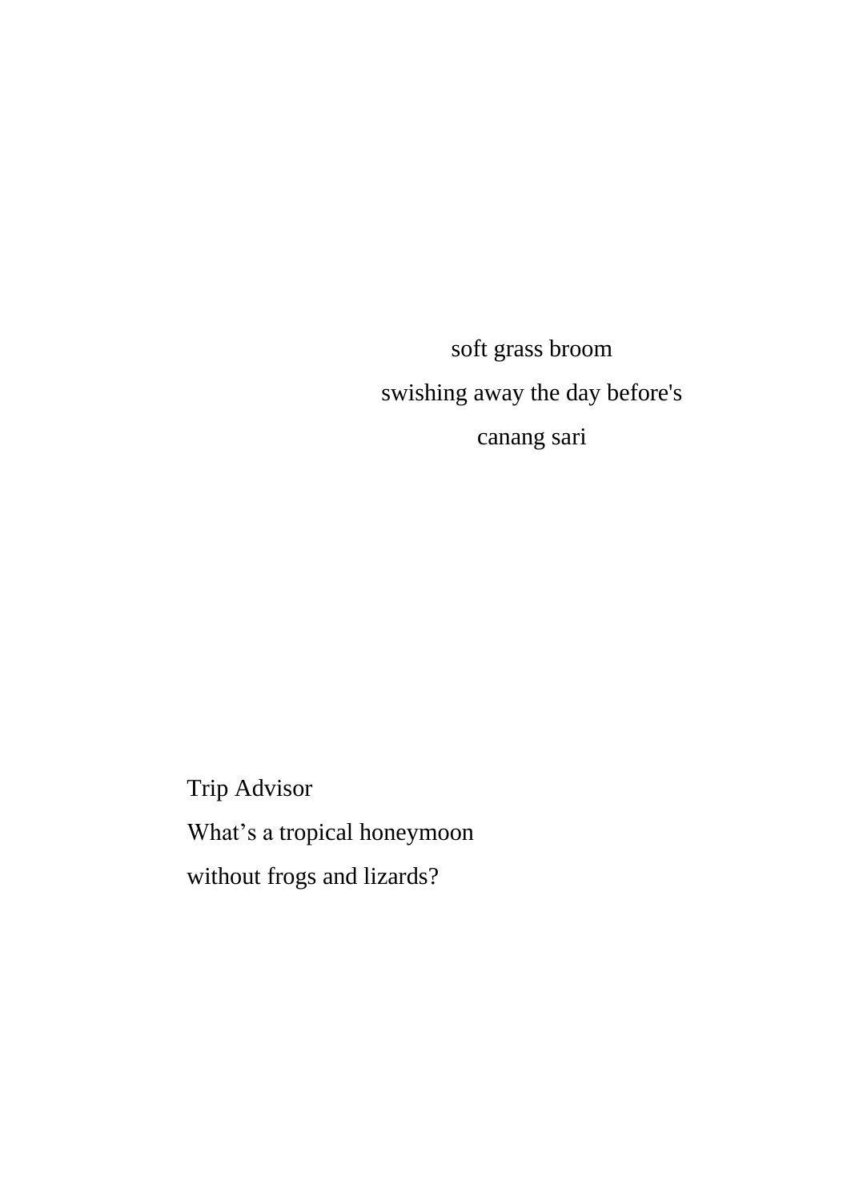soft grass broom  
swishing away the day before's  
canang sari

Trip Advisor  
What’s a tropical honeymoon  
without frogs and lizards?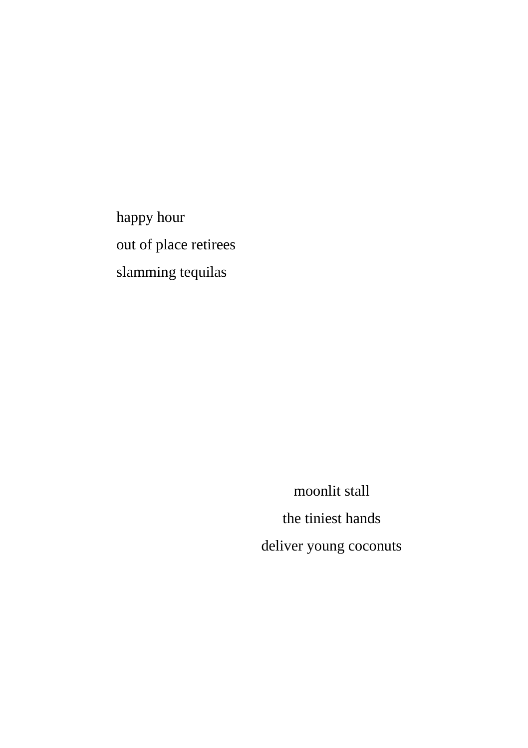happy hour
out of place retirees
slamming tequilas

moonlit stall
the tiniest hands
deliver young coconuts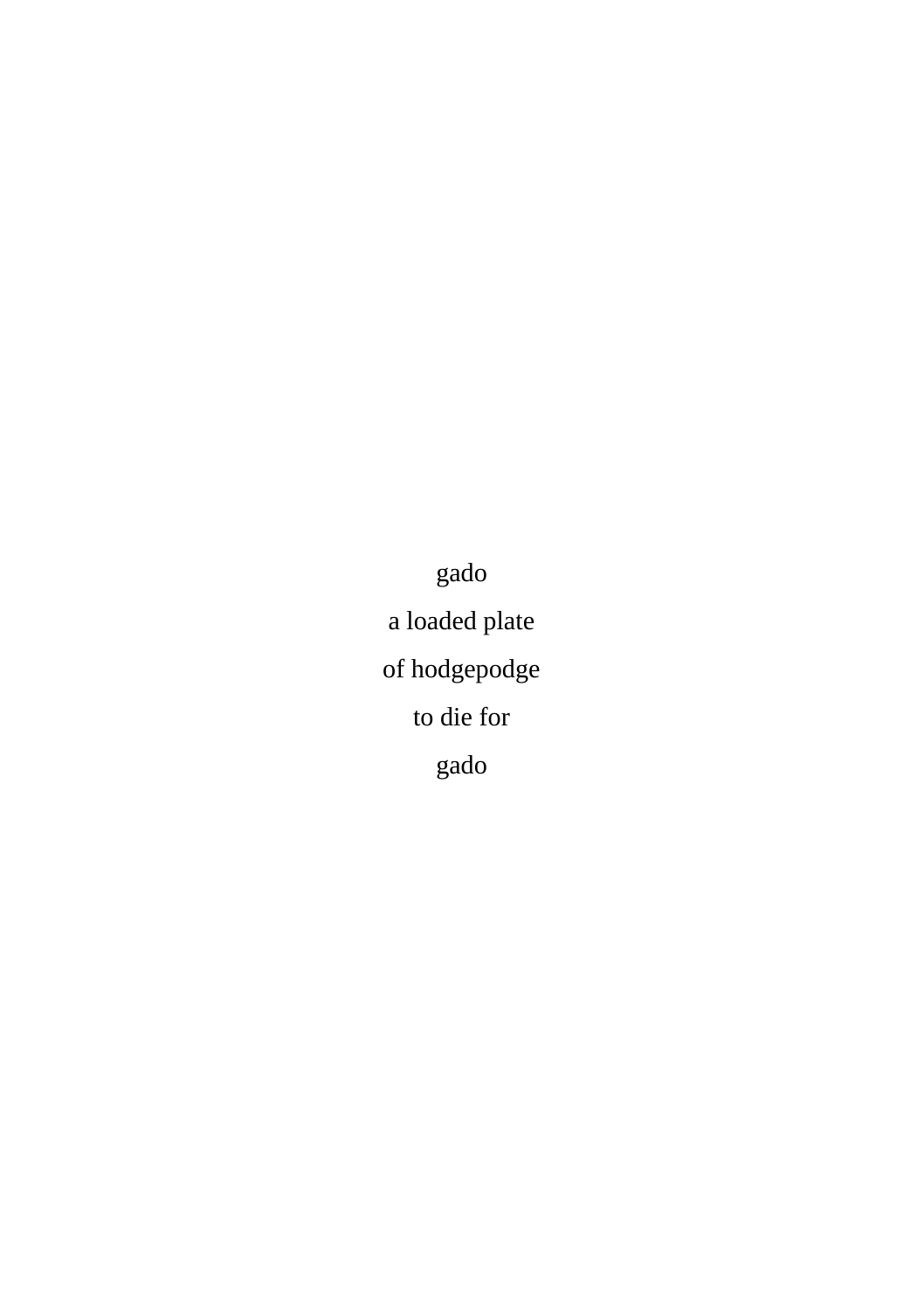gado

a loaded plate

of hodgepodge

to die for

gado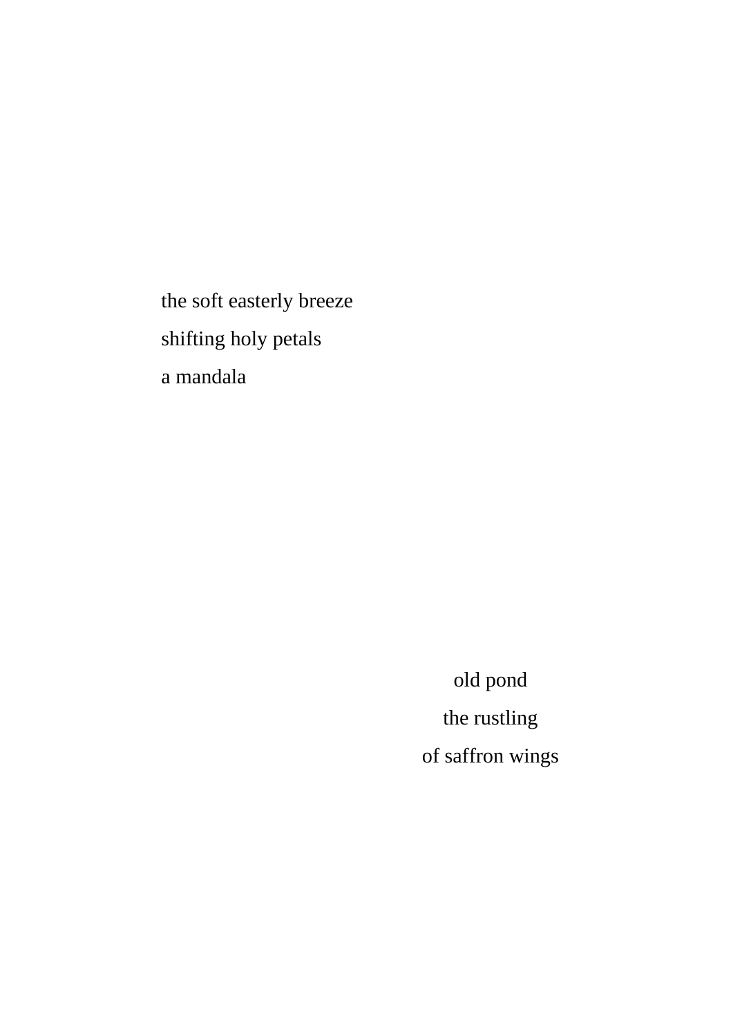the soft easterly breeze
shifting holy petals
a mandala

old pond
the rustling
of saffron wings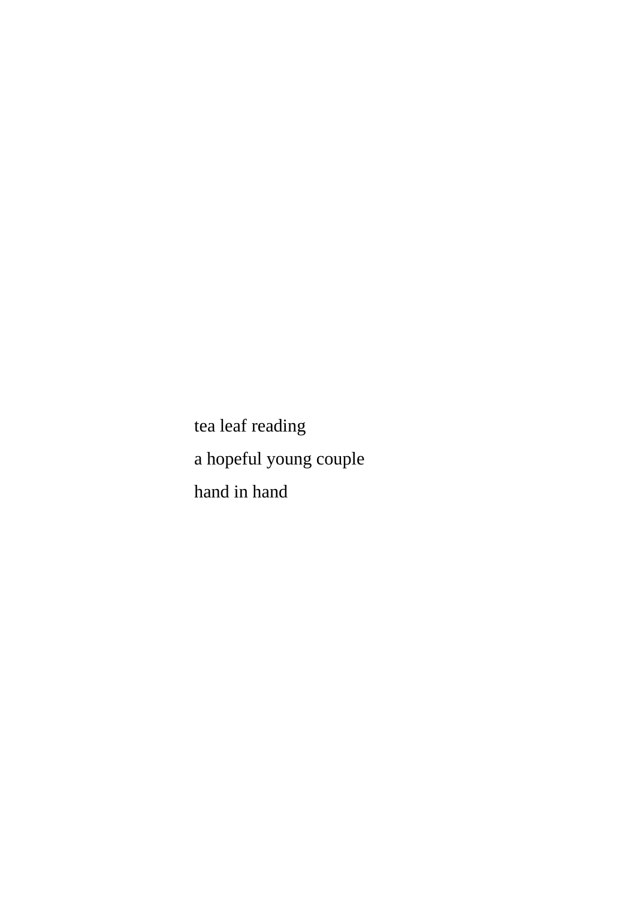tea leaf reading

a hopeful young couple

hand in hand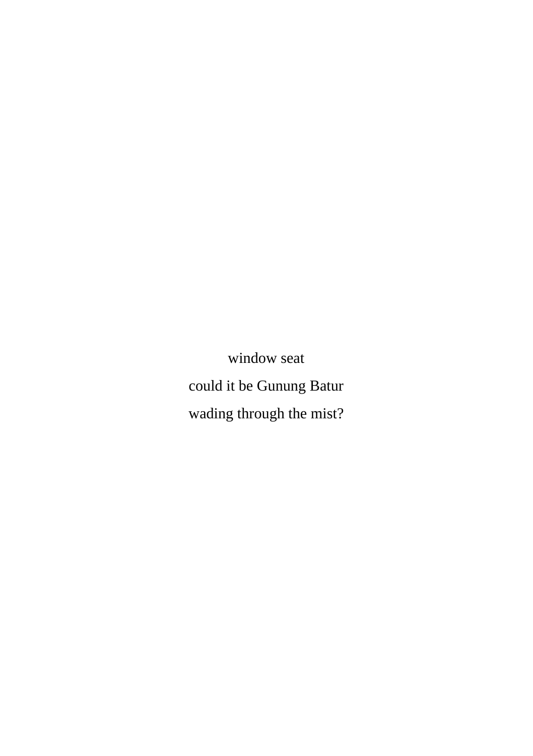window seat

could it be Gunung Batur

wading through the mist?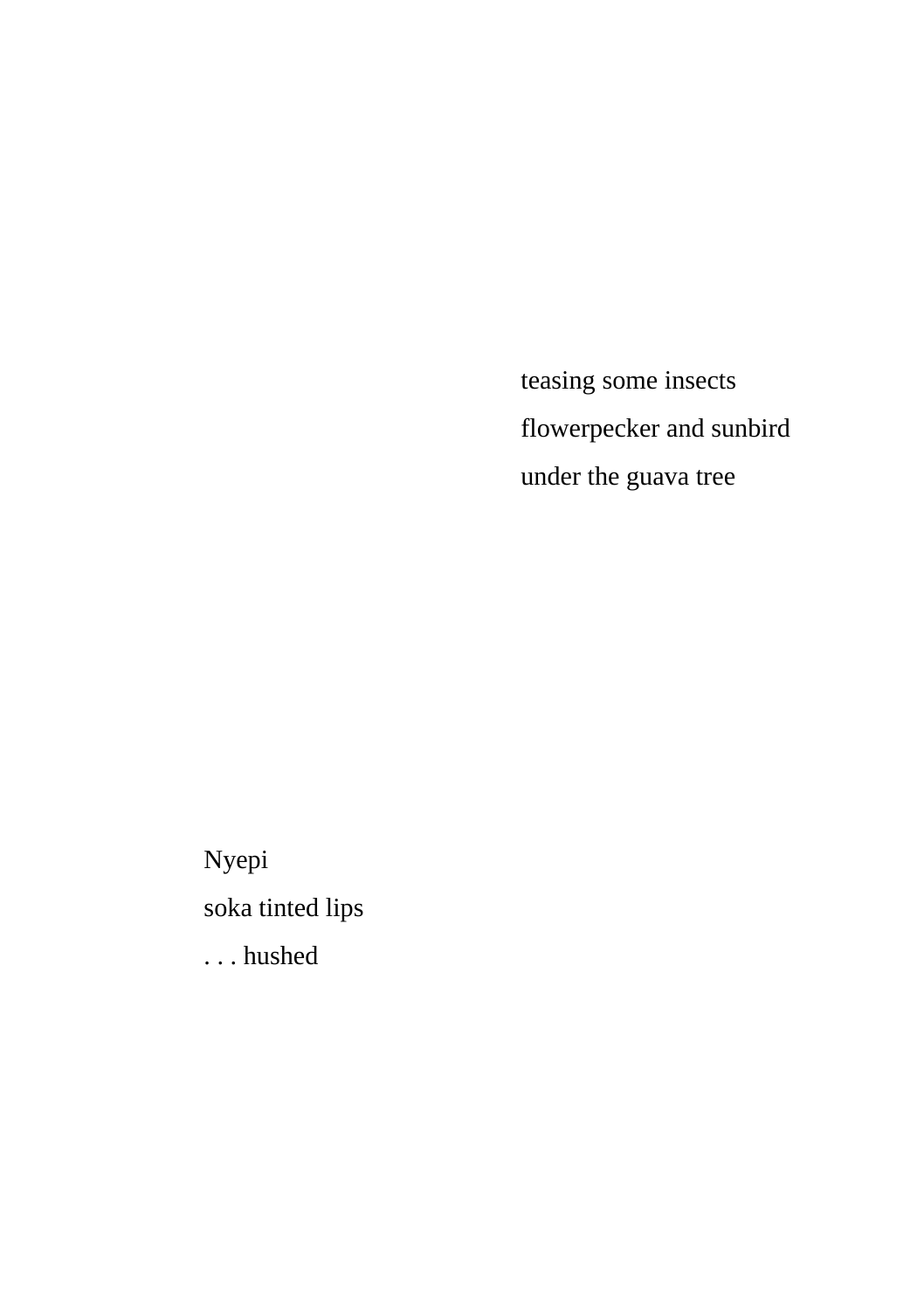teasing some insects  
flowerpecker and sunbird  
under the guava tree

Nyepi  
soka tinted lips  
. . . hushed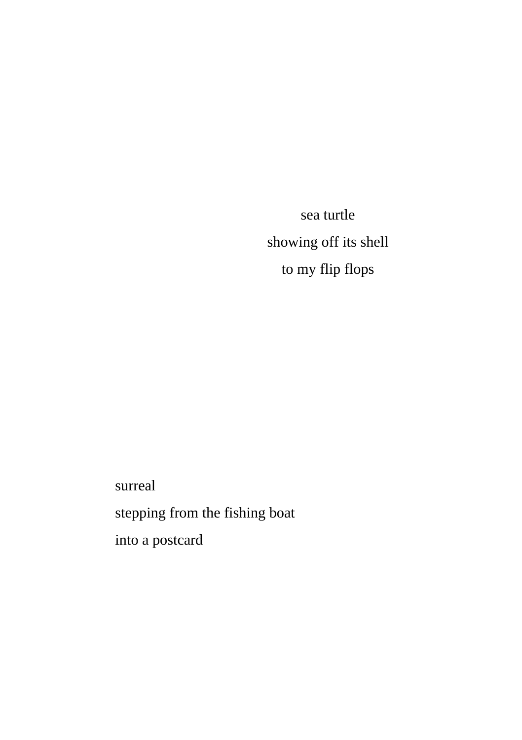sea turtle  
showing off its shell  
to my flip flops

surreal  
stepping from the fishing boat  
into a postcard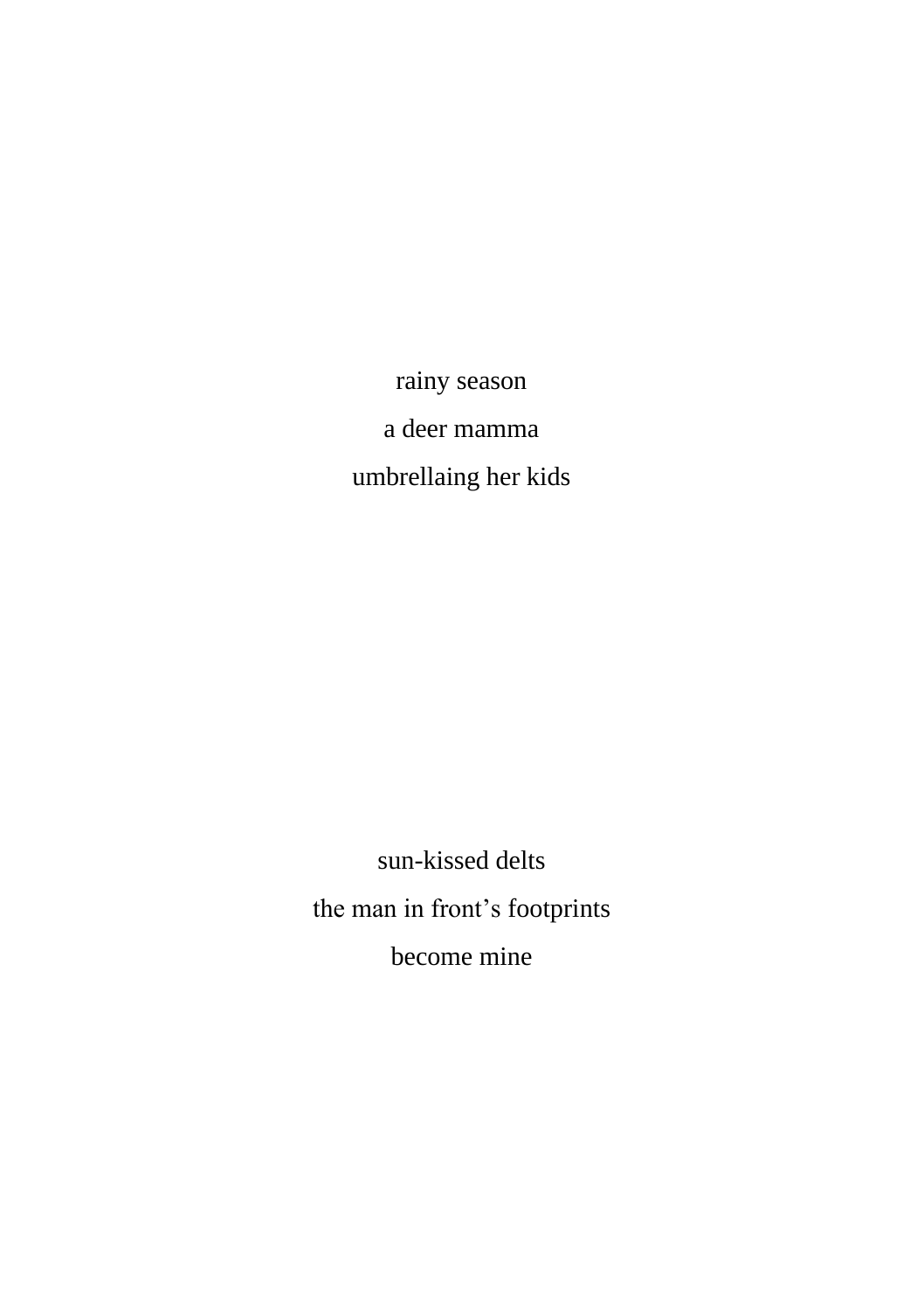rainy season  
a deer mamma  
umbrellaing her kids

sun-kissed delts  
the man in front’s footprints  
become mine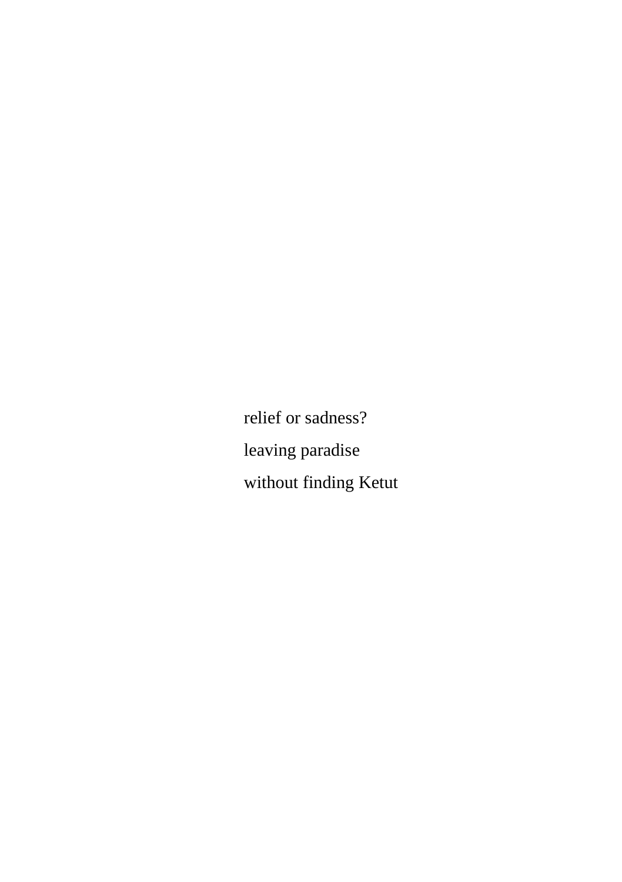relief or sadness?

leaving paradise

without finding Ketut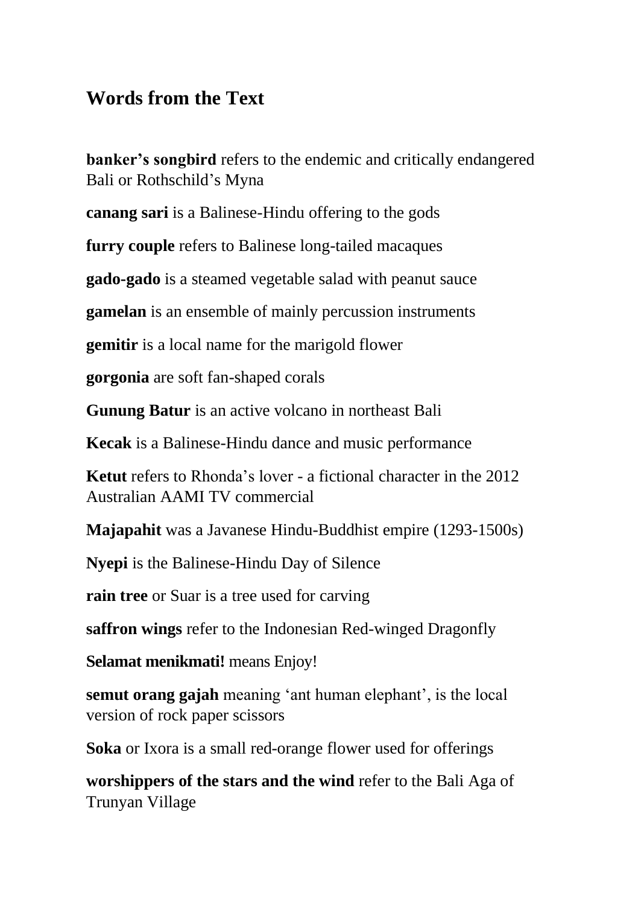## Words from the Text

**banker's songbird** refers to the endemic and critically endangered Bali or Rothschild's Myna

**canang sari** is a Balinese-Hindu offering to the gods

**furry couple** refers to Balinese long-tailed macaques

**gado-gado** is a steamed vegetable salad with peanut sauce

**gamelan** is an ensemble of mainly percussion instruments

**gemitir** is a local name for the marigold flower

**gorgonia** are soft fan-shaped corals

**Gunung Batur** is an active volcano in northeast Bali

**Kecak** is a Balinese-Hindu dance and music performance

**Ketut** refers to Rhonda's lover - a fictional character in the 2012 Australian AAMI TV commercial

**Majapahit** was a Javanese Hindu-Buddhist empire (1293-1500s)

**Nyepi** is the Balinese-Hindu Day of Silence

**rain tree** or Suar is a tree used for carving

**saffron wings** refer to the Indonesian Red-winged Dragonfly

**Selamat menikmati!** means Enjoy!

**semut orang gajah** meaning 'ant human elephant', is the local version of rock paper scissors

**Soka** or Ixora is a small red-orange flower used for offerings

**worshippers of the stars and the wind** refer to the Bali Aga of Trunyan Village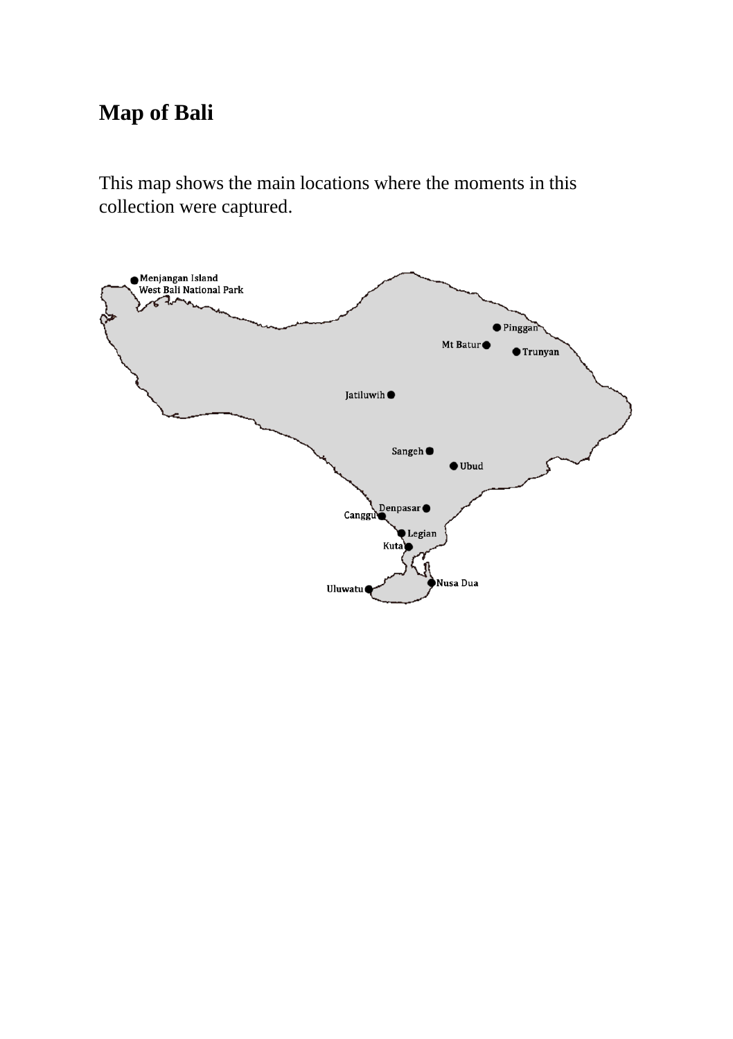# Map of Bali

This map shows the main locations where the moments in this collection were captured.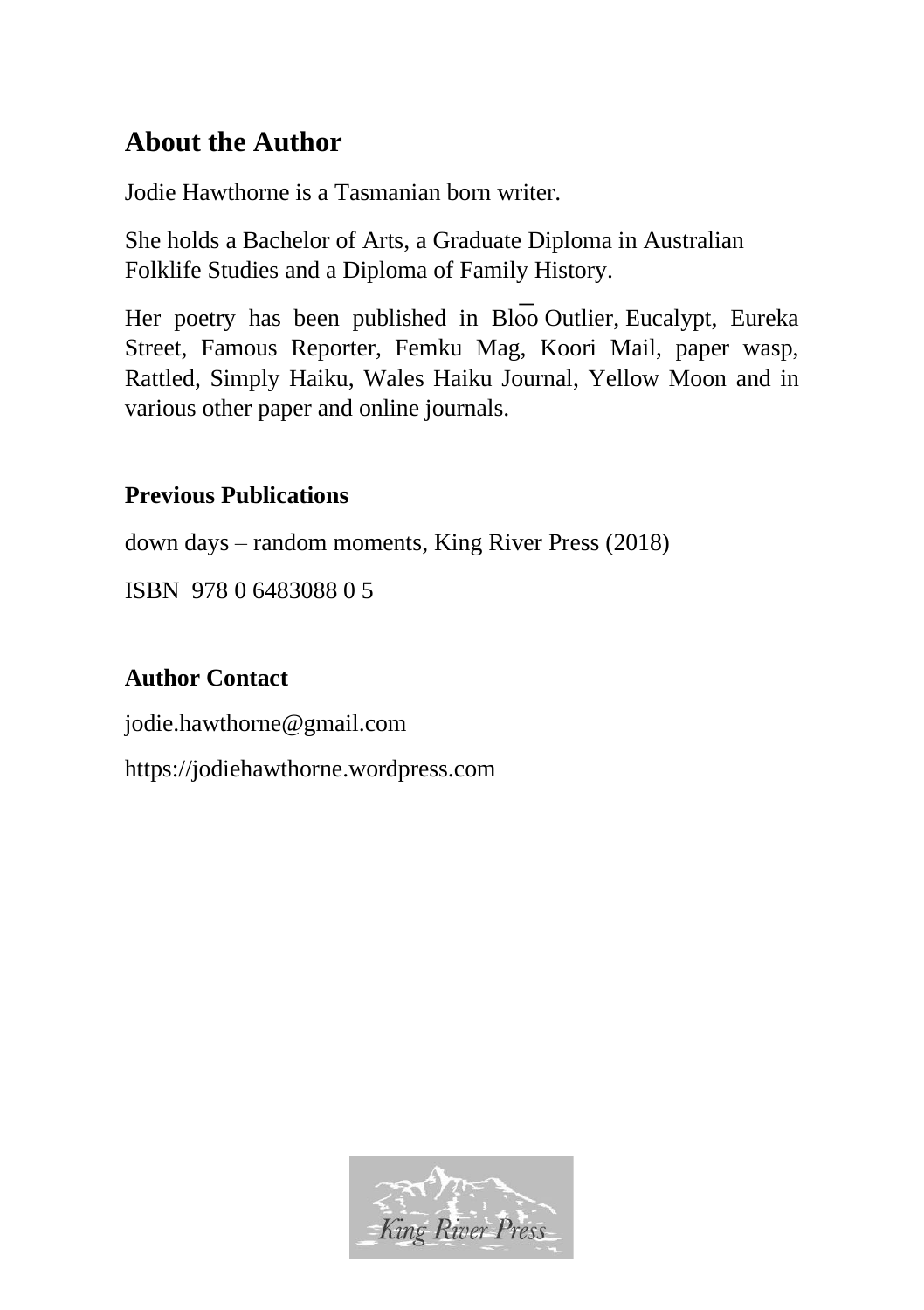## About the Author

Jodie Hawthorne is a Tasmanian born writer.

She holds a Bachelor of Arts, a Graduate Diploma in Australian Folklife Studies and a Diploma of Family History.

Her poetry has been published in Blo͞o Outlier, Eucalypt, Eureka Street, Famous Reporter, Femku Mag, Koori Mail, paper wasp, Rattled, Simply Haiku, Wales Haiku Journal, Yellow Moon and in various other paper and online journals.

### Previous Publications

down days – random moments, King River Press (2018)

ISBN 978 0 6483088 0 5

### Author Contact

jodie.hawthorne@gmail.com

https://jodiehawthorne.wordpress.com

King River Press